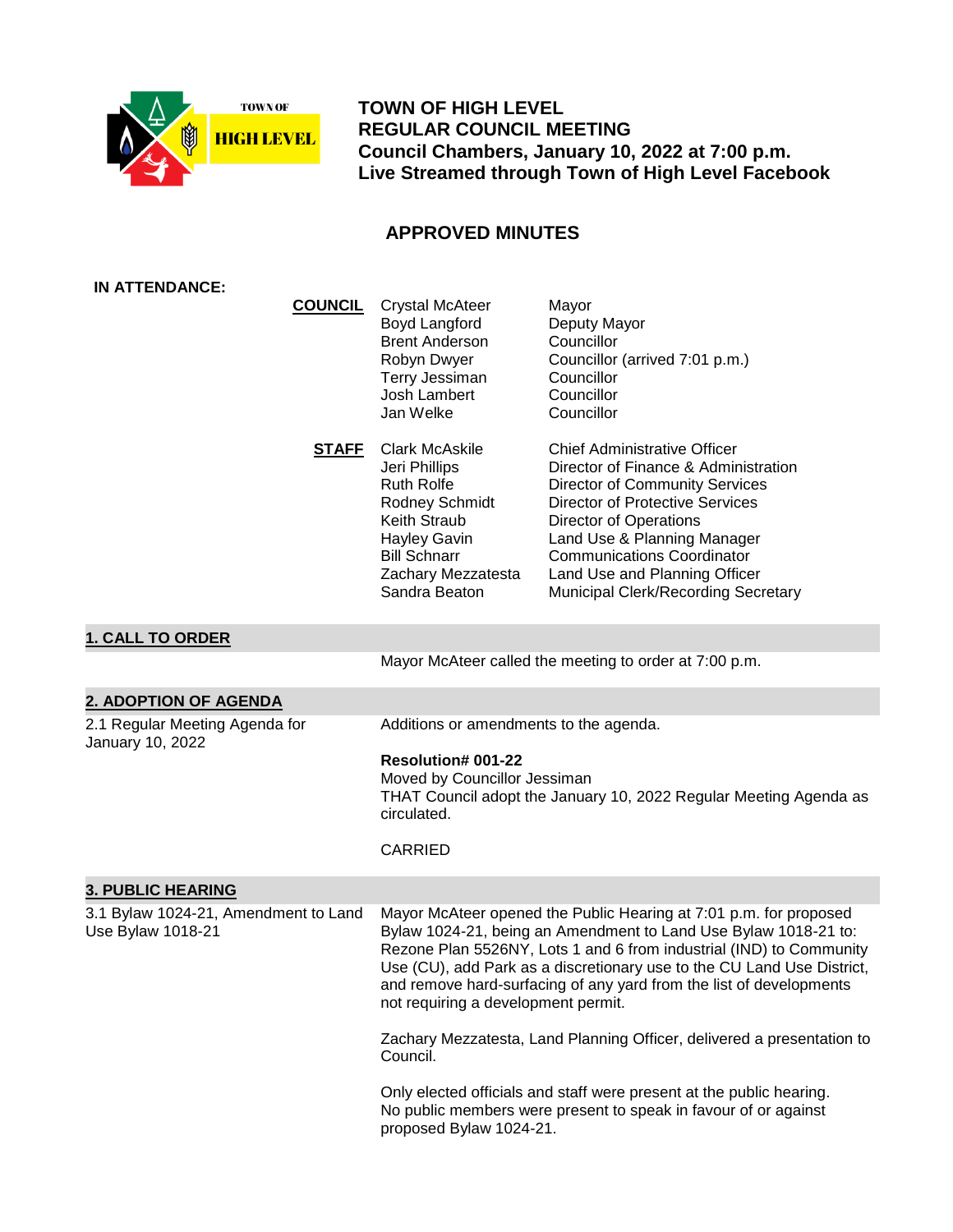**TOWN OF HIGH LEVEL**
**REGULAR COUNCIL MEETING**
**Council Chambers, January 10, 2022 at 7:00 p.m.**
**Live Streamed through Town of High Level Facebook**

# APPROVED MINUTES

**IN ATTENDANCE:**

| | | |
|---|---|---|
| **COUNCIL** | Crystal McAteer | Mayor |
| | Boyd Langford | Deputy Mayor |
| | Brent Anderson | Councillor |
| | Robyn Dwyer | Councillor (arrived 7:01 p.m.) |
| | Terry Jessiman | Councillor |
| | Josh Lambert | Councillor |
| | Jan Welke | Councillor |
| **STAFF** | Clark McAskile | Chief Administrative Officer |
| | Jeri Phillips | Director of Finance & Administration |
| | Ruth Rolfe | Director of Community Services |
| | Rodney Schmidt | Director of Protective Services |
| | Keith Straub | Director of Operations |
| | Hayley Gavin | Land Use & Planning Manager |
| | Bill Schnarr | Communications Coordinator |
| | Zachary Mezzatesta | Land Use and Planning Officer |
| | Sandra Beaton | Municipal Clerk/Recording Secretary |

## 1. CALL TO ORDER

Mayor McAteer called the meeting to order at 7:00 p.m.

## 2. ADOPTION OF AGENDA

**2.1 Regular Meeting Agenda for January 10, 2022**

Additions or amendments to the agenda.

**Resolution# 001-22**
Moved by Councillor Jessiman
THAT Council adopt the January 10, 2022 Regular Meeting Agenda as circulated.

CARRIED

## 3. PUBLIC HEARING

**3.1 Bylaw 1024-21, Amendment to Land Use Bylaw 1018-21**

Mayor McAteer opened the Public Hearing at 7:01 p.m. for proposed Bylaw 1024-21, being an Amendment to Land Use Bylaw 1018-21 to: Rezone Plan 5526NY, Lots 1 and 6 from industrial (IND) to Community Use (CU), add Park as a discretionary use to the CU Land Use District, and remove hard-surfacing of any yard from the list of developments not requiring a development permit.

Zachary Mezzatesta, Land Planning Officer, delivered a presentation to Council.

Only elected officials and staff were present at the public hearing. No public members were present to speak in favour of or against proposed Bylaw 1024-21.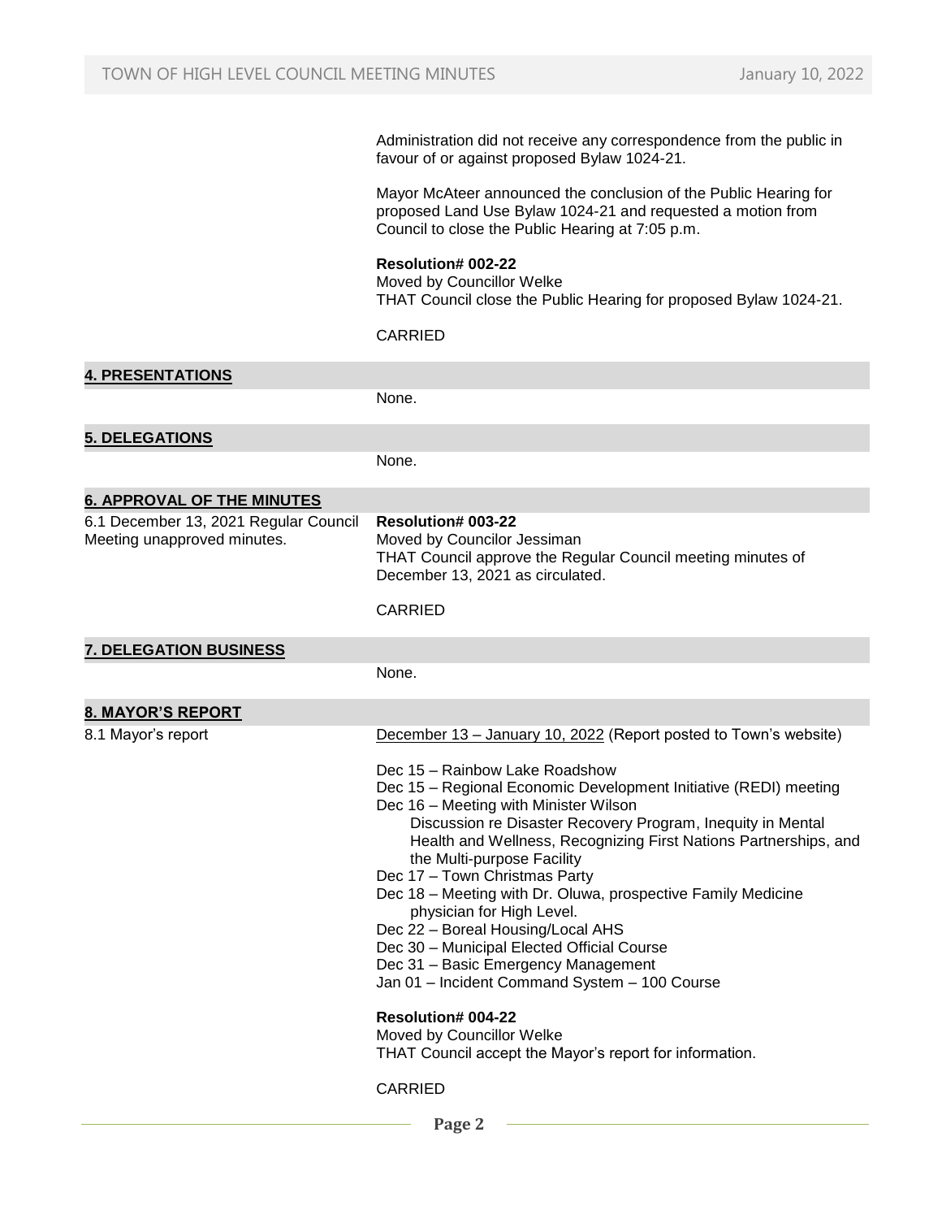Administration did not receive any correspondence from the public in favour of or against proposed Bylaw 1024-21.

Mayor McAteer announced the conclusion of the Public Hearing for proposed Land Use Bylaw 1024-21 and requested a motion from Council to close the Public Hearing at 7:05 p.m.

**Resolution# 002-22**
Moved by Councillor Welke
THAT Council close the Public Hearing for proposed Bylaw 1024-21.

CARRIED

## 4. PRESENTATIONS

None.

## 5. DELEGATIONS

None.

## 6. APPROVAL OF THE MINUTES

6.1 December 13, 2021 Regular Council Meeting unapproved minutes.

**Resolution# 003-22**
Moved by Councilor Jessiman
THAT Council approve the Regular Council meeting minutes of December 13, 2021 as circulated.

CARRIED

## 7. DELEGATION BUSINESS

None.

## 8. MAYOR'S REPORT

8.1 Mayor's report

December 13 – January 10, 2022 (Report posted to Town's website)

- Dec 15 – Rainbow Lake Roadshow
- Dec 15 – Regional Economic Development Initiative (REDI) meeting
- Dec 16 – Meeting with Minister Wilson
  - Discussion re Disaster Recovery Program, Inequity in Mental Health and Wellness, Recognizing First Nations Partnerships, and the Multi-purpose Facility
- Dec 17 – Town Christmas Party
- Dec 18 – Meeting with Dr. Oluwa, prospective Family Medicine physician for High Level.
- Dec 22 – Boreal Housing/Local AHS
- Dec 30 – Municipal Elected Official Course
- Dec 31 – Basic Emergency Management
- Jan 01 – Incident Command System – 100 Course

**Resolution# 004-22**
Moved by Councillor Welke
THAT Council accept the Mayor's report for information.

CARRIED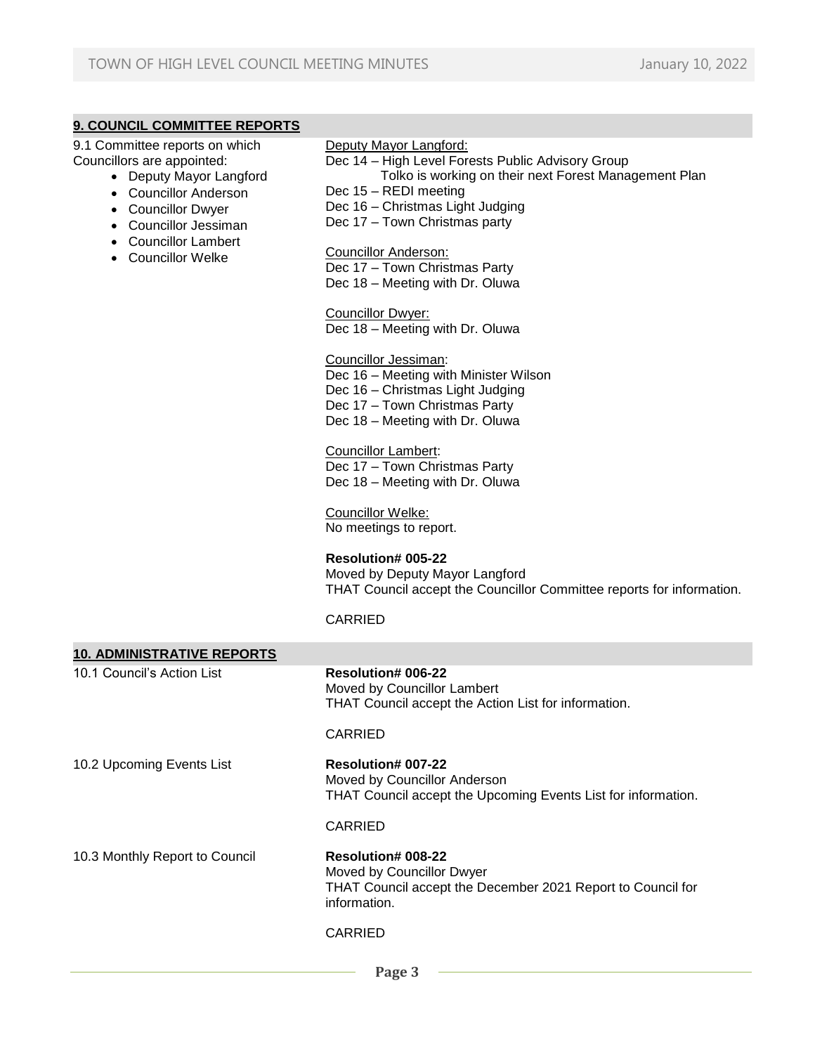## 9. COUNCIL COMMITTEE REPORTS

9.1 Committee reports on which Councillors are appointed:

- Deputy Mayor Langford
- Councillor Anderson
- Councillor Dwyer
- Councillor Jessiman
- Councillor Lambert
- Councillor Welke

Deputy Mayor Langford:
Dec 14 – High Level Forests Public Advisory Group
Tolko is working on their next Forest Management Plan
Dec 15 – REDI meeting
Dec 16 – Christmas Light Judging
Dec 17 – Town Christmas party

Councillor Anderson:
Dec 17 – Town Christmas Party
Dec 18 – Meeting with Dr. Oluwa

Councillor Dwyer:
Dec 18 – Meeting with Dr. Oluwa

Councillor Jessiman:
Dec 16 – Meeting with Minister Wilson
Dec 16 – Christmas Light Judging
Dec 17 – Town Christmas Party
Dec 18 – Meeting with Dr. Oluwa

Councillor Lambert:
Dec 17 – Town Christmas Party
Dec 18 – Meeting with Dr. Oluwa

Councillor Welke:
No meetings to report.

**Resolution# 005-22**
Moved by Deputy Mayor Langford
THAT Council accept the Councillor Committee reports for information.

CARRIED

## 10. ADMINISTRATIVE REPORTS

10.1 Council's Action List

**Resolution# 006-22**
Moved by Councillor Lambert
THAT Council accept the Action List for information.

CARRIED

10.2 Upcoming Events List

**Resolution# 007-22**
Moved by Councillor Anderson
THAT Council accept the Upcoming Events List for information.

CARRIED

10.3 Monthly Report to Council

**Resolution# 008-22**
Moved by Councillor Dwyer
THAT Council accept the December 2021 Report to Council for information.

CARRIED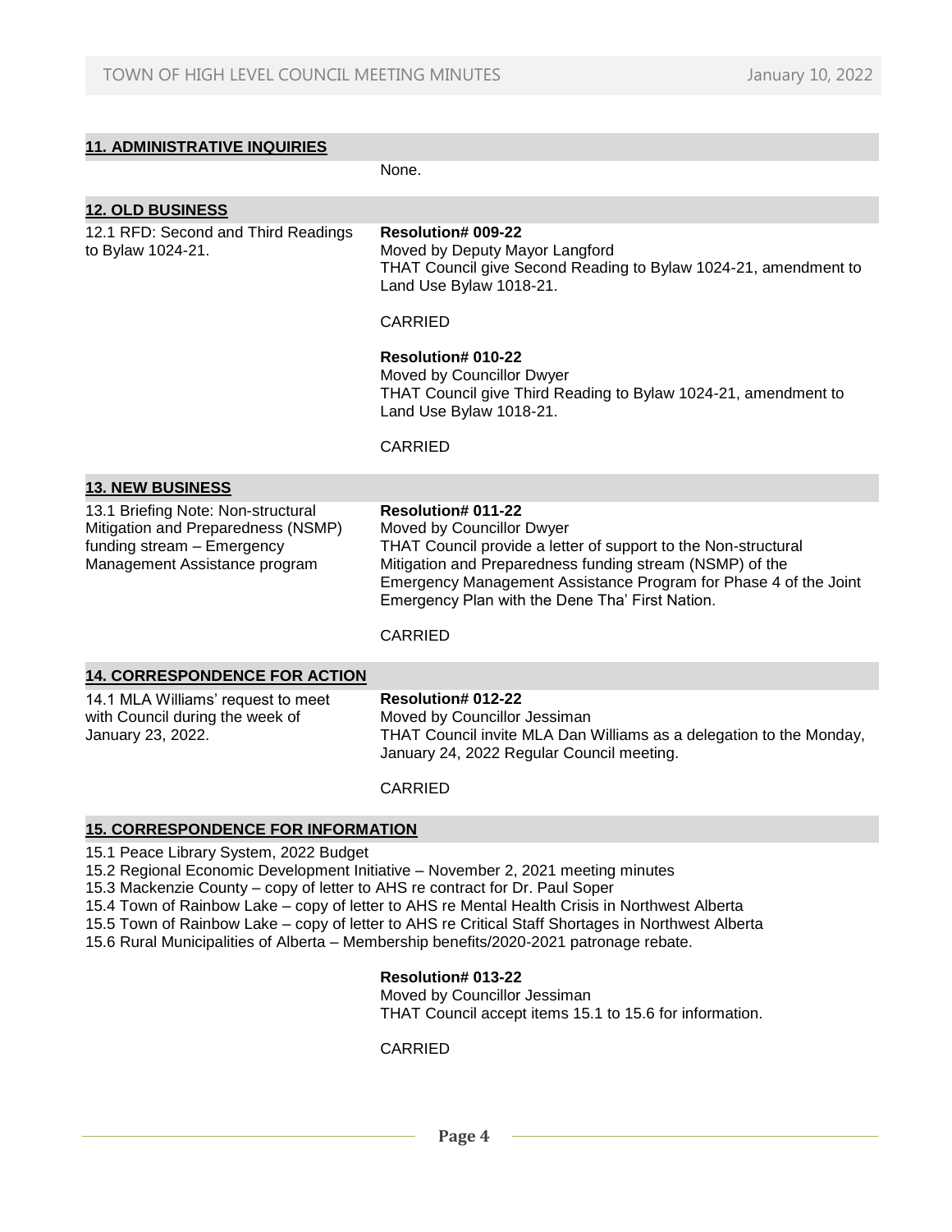## 11. ADMINISTRATIVE INQUIRIES

None.

## 12. OLD BUSINESS

12.1 RFD: Second and Third Readings to Bylaw 1024-21.

**Resolution# 009-22**
Moved by Deputy Mayor Langford
THAT Council give Second Reading to Bylaw 1024-21, amendment to Land Use Bylaw 1018-21.

CARRIED

**Resolution# 010-22**
Moved by Councillor Dwyer
THAT Council give Third Reading to Bylaw 1024-21, amendment to Land Use Bylaw 1018-21.

CARRIED

## 13. NEW BUSINESS

13.1 Briefing Note: Non-structural Mitigation and Preparedness (NSMP) funding stream – Emergency Management Assistance program

**Resolution# 011-22**
Moved by Councillor Dwyer
THAT Council provide a letter of support to the Non-structural Mitigation and Preparedness funding stream (NSMP) of the Emergency Management Assistance Program for Phase 4 of the Joint Emergency Plan with the Dene Tha' First Nation.

CARRIED

## 14. CORRESPONDENCE FOR ACTION

14.1 MLA Williams' request to meet with Council during the week of January 23, 2022.

**Resolution# 012-22**
Moved by Councillor Jessiman
THAT Council invite MLA Dan Williams as a delegation to the Monday, January 24, 2022 Regular Council meeting.

CARRIED

## 15. CORRESPONDENCE FOR INFORMATION

15.1 Peace Library System, 2022 Budget
15.2 Regional Economic Development Initiative – November 2, 2021 meeting minutes
15.3 Mackenzie County – copy of letter to AHS re contract for Dr. Paul Soper
15.4 Town of Rainbow Lake – copy of letter to AHS re Mental Health Crisis in Northwest Alberta
15.5 Town of Rainbow Lake – copy of letter to AHS re Critical Staff Shortages in Northwest Alberta
15.6 Rural Municipalities of Alberta – Membership benefits/2020-2021 patronage rebate.

**Resolution# 013-22**
Moved by Councillor Jessiman
THAT Council accept items 15.1 to 15.6 for information.

CARRIED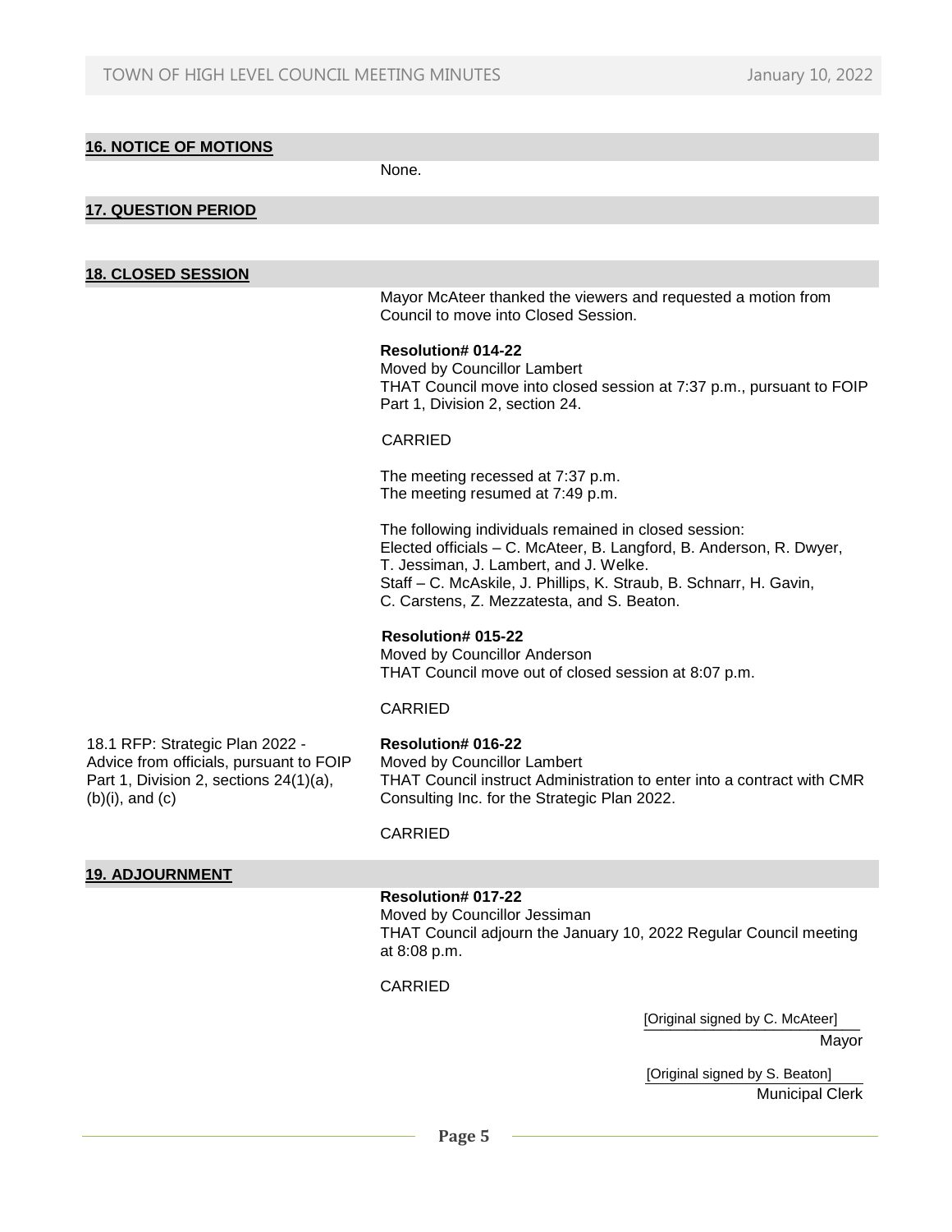## 16. NOTICE OF MOTIONS

None.

## 17. QUESTION PERIOD

## 18. CLOSED SESSION

Mayor McAteer thanked the viewers and requested a motion from Council to move into Closed Session.

**Resolution# 014-22**
Moved by Councillor Lambert
THAT Council move into closed session at 7:37 p.m., pursuant to FOIP Part 1, Division 2, section 24.

CARRIED

The meeting recessed at 7:37 p.m.
The meeting resumed at 7:49 p.m.

The following individuals remained in closed session:
Elected officials – C. McAteer, B. Langford, B. Anderson, R. Dwyer, T. Jessiman, J. Lambert, and J. Welke.
Staff – C. McAskile, J. Phillips, K. Straub, B. Schnarr, H. Gavin, C. Carstens, Z. Mezzatesta, and S. Beaton.

**Resolution# 015-22**
Moved by Councillor Anderson
THAT Council move out of closed session at 8:07 p.m.

CARRIED

18.1 RFP: Strategic Plan 2022 - Advice from officials, pursuant to FOIP Part 1, Division 2, sections 24(1)(a), (b)(i), and (c)

**Resolution# 016-22**
Moved by Councillor Lambert
THAT Council instruct Administration to enter into a contract with CMR Consulting Inc. for the Strategic Plan 2022.

CARRIED

## 19. ADJOURNMENT

**Resolution# 017-22**
Moved by Councillor Jessiman
THAT Council adjourn the January 10, 2022 Regular Council meeting at 8:08 p.m.

CARRIED

[Original signed by C. McAteer]
Mayor

[Original signed by S. Beaton]
Municipal Clerk